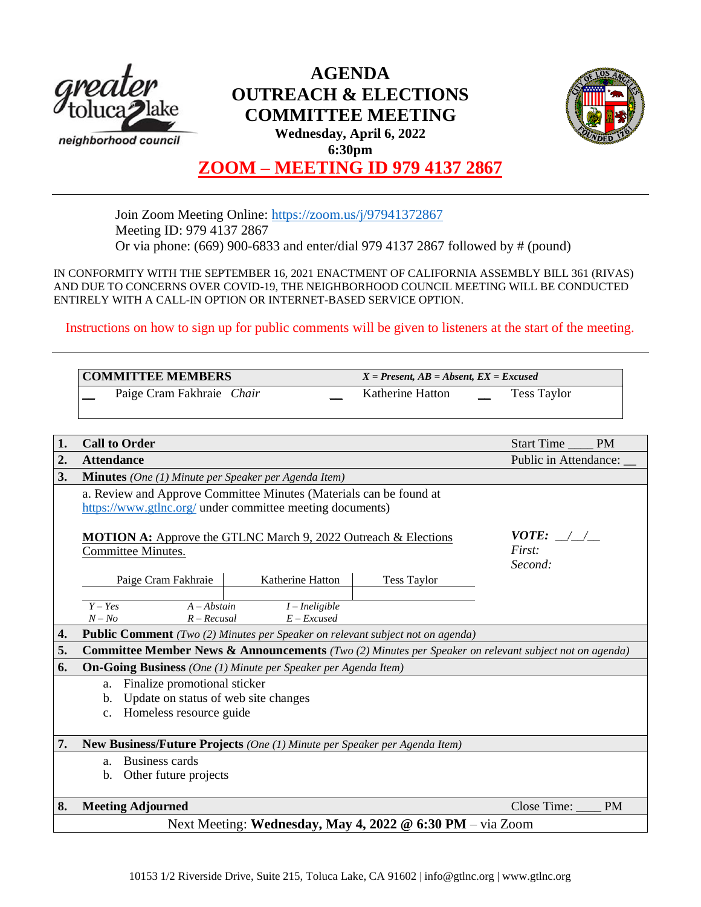# AGENDA
# OUTREACH & ELECTIONS COMMITTEE MEETING

**Wednesday, April 6, 2022**
**6:30pm**

## ZOOM – MEETING ID 979 4137 2867

Join Zoom Meeting Online: https://zoom.us/j/97941372867
Meeting ID: 979 4137 2867
Or via phone: (669) 900-6833 and enter/dial 979 4137 2867 followed by # (pound)

IN CONFORMITY WITH THE SEPTEMBER 16, 2021 ENACTMENT OF CALIFORNIA ASSEMBLY BILL 361 (RIVAS) AND DUE TO CONCERNS OVER COVID-19, THE NEIGHBORHOOD COUNCIL MEETING WILL BE CONDUCTED ENTIRELY WITH A CALL-IN OPTION OR INTERNET-BASED SERVICE OPTION.

Instructions on how to sign up for public comments will be given to listeners at the start of the meeting.

| **COMMITTEE MEMBERS** | | ***X = Present, AB = Absent, EX = Excused*** | | | |
|---|---|---|---|---|---|
| __ | Paige Cram Fakhraie *Chair* | __ | Katherine Hatton | __ | Tess Taylor |

| | | |
|---|---|---|
| **1.** | **Call to Order** | Start Time ____ PM |
| **2.** | **Attendance** | Public in Attendance: __ |
| **3.** | **Minutes** *(One (1) Minute per Speaker per Agenda Item)* | |

a. Review and Approve Committee Minutes (Materials can be found at https://www.gtlnc.org/ under committee meeting documents)

**MOTION A:** Approve the GTLNC March 9, 2022 Outreach & Elections Committee Minutes.

***VOTE:*** __/__/__
*First:*
*Second:*

| Paige Cram Fakhraie | Katherine Hatton | Tess Taylor |
|---|---|---|
| | | |

*Y – Yes* *A – Abstain* *I – Ineligible*
*N – No* *R – Recusal* *E – Excused*

**4. Public Comment** *(Two (2) Minutes per Speaker on relevant subject not on agenda)*

**5. Committee Member News & Announcements** *(Two (2) Minutes per Speaker on relevant subject not on agenda)*

**6. On-Going Business** *(One (1) Minute per Speaker per Agenda Item)*

a. Finalize promotional sticker
b. Update on status of web site changes
c. Homeless resource guide

**7. New Business/Future Projects** *(One (1) Minute per Speaker per Agenda Item)*

a. Business cards
b. Other future projects

**8. Meeting Adjourned** — Close Time: ____ PM

Next Meeting: **Wednesday, May 4, 2022 @ 6:30 PM** – via Zoom

10153 1/2 Riverside Drive, Suite 215, Toluca Lake, CA 91602 | info@gtlnc.org | www.gtlnc.org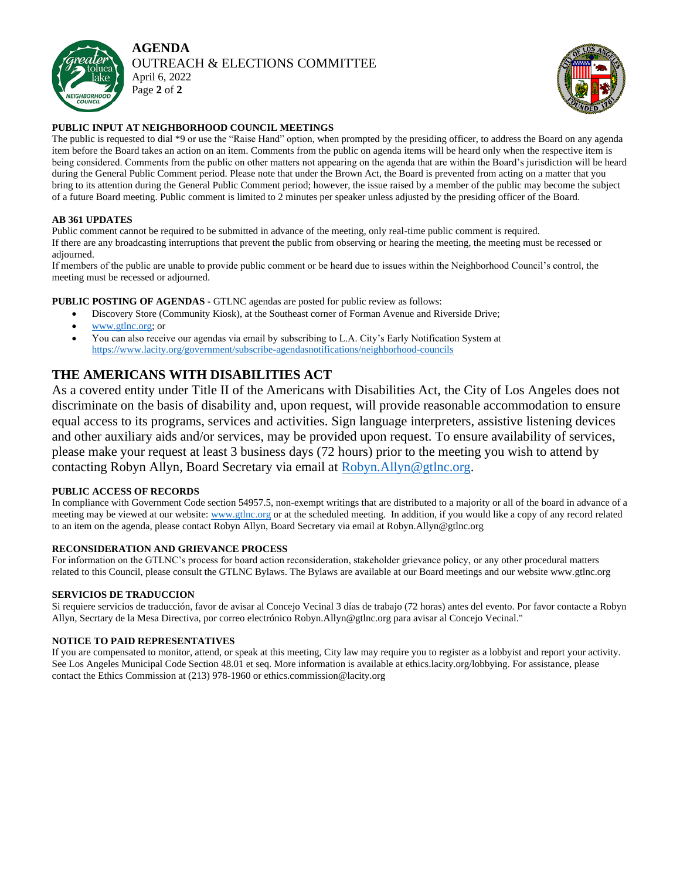**PUBLIC INPUT AT NEIGHBORHOOD COUNCIL MEETINGS**

The public is requested to dial *9 or use the "Raise Hand" option, when prompted by the presiding officer, to address the Board on any agenda item before the Board takes an action on an item. Comments from the public on agenda items will be heard only when the respective item is being considered. Comments from the public on other matters not appearing on the agenda that are within the Board's jurisdiction will be heard during the General Public Comment period. Please note that under the Brown Act, the Board is prevented from acting on a matter that you bring to its attention during the General Public Comment period; however, the issue raised by a member of the public may become the subject of a future Board meeting. Public comment is limited to 2 minutes per speaker unless adjusted by the presiding officer of the Board.

**AB 361 UPDATES**

Public comment cannot be required to be submitted in advance of the meeting, only real-time public comment is required.
If there are any broadcasting interruptions that prevent the public from observing or hearing the meeting, the meeting must be recessed or adjourned.
If members of the public are unable to provide public comment or be heard due to issues within the Neighborhood Council's control, the meeting must be recessed or adjourned.

**PUBLIC POSTING OF AGENDAS** - GTLNC agendas are posted for public review as follows:

- Discovery Store (Community Kiosk), at the Southeast corner of Forman Avenue and Riverside Drive;
- www.gtlnc.org; or
- You can also receive our agendas via email by subscribing to L.A. City's Early Notification System at https://www.lacity.org/government/subscribe-agendasnotifications/neighborhood-councils

## THE AMERICANS WITH DISABILITIES ACT

As a covered entity under Title II of the Americans with Disabilities Act, the City of Los Angeles does not discriminate on the basis of disability and, upon request, will provide reasonable accommodation to ensure equal access to its programs, services and activities. Sign language interpreters, assistive listening devices and other auxiliary aids and/or services, may be provided upon request. To ensure availability of services, please make your request at least 3 business days (72 hours) prior to the meeting you wish to attend by contacting Robyn Allyn, Board Secretary via email at Robyn.Allyn@gtlnc.org.

**PUBLIC ACCESS OF RECORDS**

In compliance with Government Code section 54957.5, non-exempt writings that are distributed to a majority or all of the board in advance of a meeting may be viewed at our website: www.gtlnc.org or at the scheduled meeting. In addition, if you would like a copy of any record related to an item on the agenda, please contact Robyn Allyn, Board Secretary via email at Robyn.Allyn@gtlnc.org

**RECONSIDERATION AND GRIEVANCE PROCESS**

For information on the GTLNC's process for board action reconsideration, stakeholder grievance policy, or any other procedural matters related to this Council, please consult the GTLNC Bylaws. The Bylaws are available at our Board meetings and our website www.gtlnc.org

**SERVICIOS DE TRADUCCION**

Si requiere servicios de traducción, favor de avisar al Concejo Vecinal 3 días de trabajo (72 horas) antes del evento. Por favor contacte a Robyn Allyn, Secrtary de la Mesa Directiva, por correo electrónico Robyn.Allyn@gtlnc.org para avisar al Concejo Vecinal."

**NOTICE TO PAID REPRESENTATIVES**

If you are compensated to monitor, attend, or speak at this meeting, City law may require you to register as a lobbyist and report your activity. See Los Angeles Municipal Code Section 48.01 et seq. More information is available at ethics.lacity.org/lobbying. For assistance, please contact the Ethics Commission at (213) 978-1960 or ethics.commission@lacity.org